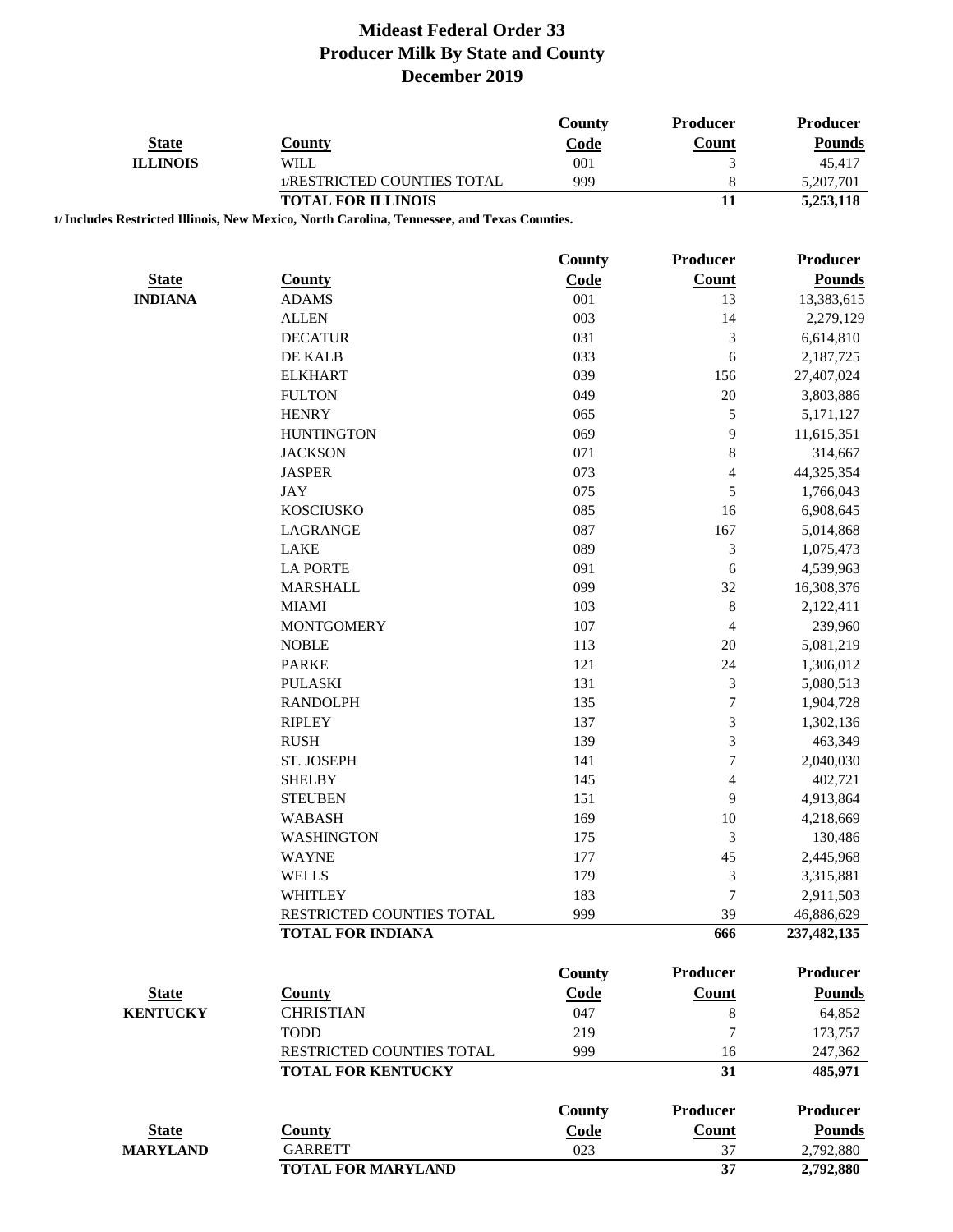# Mideast Federal Order 33
## Producer Milk By State and County
## December 2019

| State | County | County Code | Producer Count | Producer Pounds |
|---|---|---|---|---|
| **ILLINOIS** | WILL | 001 | 3 | 45,417 |
| | 1/RESTRICTED COUNTIES TOTAL | 999 | 8 | 5,207,701 |
| | **TOTAL FOR ILLINOIS** | | **11** | **5,253,118** |

**1/ Includes Restricted Illinois, New Mexico, North Carolina, Tennessee, and Texas Counties.**

| State | County | County Code | Producer Count | Producer Pounds |
|---|---|---|---|---|
| **INDIANA** | ADAMS | 001 | 13 | 13,383,615 |
| | ALLEN | 003 | 14 | 2,279,129 |
| | DECATUR | 031 | 3 | 6,614,810 |
| | DE KALB | 033 | 6 | 2,187,725 |
| | ELKHART | 039 | 156 | 27,407,024 |
| | FULTON | 049 | 20 | 3,803,886 |
| | HENRY | 065 | 5 | 5,171,127 |
| | HUNTINGTON | 069 | 9 | 11,615,351 |
| | JACKSON | 071 | 8 | 314,667 |
| | JASPER | 073 | 4 | 44,325,354 |
| | JAY | 075 | 5 | 1,766,043 |
| | KOSCIUSKO | 085 | 16 | 6,908,645 |
| | LAGRANGE | 087 | 167 | 5,014,868 |
| | LAKE | 089 | 3 | 1,075,473 |
| | LA PORTE | 091 | 6 | 4,539,963 |
| | MARSHALL | 099 | 32 | 16,308,376 |
| | MIAMI | 103 | 8 | 2,122,411 |
| | MONTGOMERY | 107 | 4 | 239,960 |
| | NOBLE | 113 | 20 | 5,081,219 |
| | PARKE | 121 | 24 | 1,306,012 |
| | PULASKI | 131 | 3 | 5,080,513 |
| | RANDOLPH | 135 | 7 | 1,904,728 |
| | RIPLEY | 137 | 3 | 1,302,136 |
| | RUSH | 139 | 3 | 463,349 |
| | ST. JOSEPH | 141 | 7 | 2,040,030 |
| | SHELBY | 145 | 4 | 402,721 |
| | STEUBEN | 151 | 9 | 4,913,864 |
| | WABASH | 169 | 10 | 4,218,669 |
| | WASHINGTON | 175 | 3 | 130,486 |
| | WAYNE | 177 | 45 | 2,445,968 |
| | WELLS | 179 | 3 | 3,315,881 |
| | WHITLEY | 183 | 7 | 2,911,503 |
| | RESTRICTED COUNTIES TOTAL | 999 | 39 | 46,886,629 |
| | **TOTAL FOR INDIANA** | | **666** | **237,482,135** |

| State | County | County Code | Producer Count | Producer Pounds |
|---|---|---|---|---|
| **KENTUCKY** | CHRISTIAN | 047 | 8 | 64,852 |
| | TODD | 219 | 7 | 173,757 |
| | RESTRICTED COUNTIES TOTAL | 999 | 16 | 247,362 |
| | **TOTAL FOR KENTUCKY** | | **31** | **485,971** |

| State | County | County Code | Producer Count | Producer Pounds |
|---|---|---|---|---|
| **MARYLAND** | GARRETT | 023 | 37 | 2,792,880 |
| | **TOTAL FOR MARYLAND** | | **37** | **2,792,880** |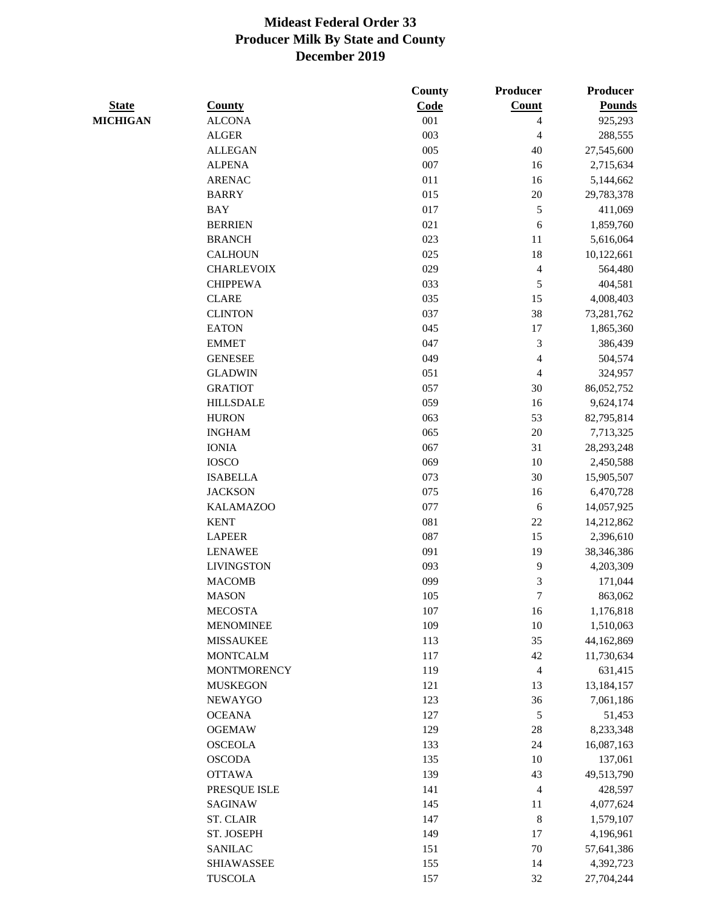# Mideast Federal Order 33
## Producer Milk By State and County
## December 2019

| State | County | County Code | Producer Count | Producer Pounds |
|---|---|---|---|---|
| MICHIGAN | ALCONA | 001 | 4 | 925,293 |
| | ALGER | 003 | 4 | 288,555 |
| | ALLEGAN | 005 | 40 | 27,545,600 |
| | ALPENA | 007 | 16 | 2,715,634 |
| | ARENAC | 011 | 16 | 5,144,662 |
| | BARRY | 015 | 20 | 29,783,378 |
| | BAY | 017 | 5 | 411,069 |
| | BERRIEN | 021 | 6 | 1,859,760 |
| | BRANCH | 023 | 11 | 5,616,064 |
| | CALHOUN | 025 | 18 | 10,122,661 |
| | CHARLEVOIX | 029 | 4 | 564,480 |
| | CHIPPEWA | 033 | 5 | 404,581 |
| | CLARE | 035 | 15 | 4,008,403 |
| | CLINTON | 037 | 38 | 73,281,762 |
| | EATON | 045 | 17 | 1,865,360 |
| | EMMET | 047 | 3 | 386,439 |
| | GENESEE | 049 | 4 | 504,574 |
| | GLADWIN | 051 | 4 | 324,957 |
| | GRATIOT | 057 | 30 | 86,052,752 |
| | HILLSDALE | 059 | 16 | 9,624,174 |
| | HURON | 063 | 53 | 82,795,814 |
| | INGHAM | 065 | 20 | 7,713,325 |
| | IONIA | 067 | 31 | 28,293,248 |
| | IOSCO | 069 | 10 | 2,450,588 |
| | ISABELLA | 073 | 30 | 15,905,507 |
| | JACKSON | 075 | 16 | 6,470,728 |
| | KALAMAZOO | 077 | 6 | 14,057,925 |
| | KENT | 081 | 22 | 14,212,862 |
| | LAPEER | 087 | 15 | 2,396,610 |
| | LENAWEE | 091 | 19 | 38,346,386 |
| | LIVINGSTON | 093 | 9 | 4,203,309 |
| | MACOMB | 099 | 3 | 171,044 |
| | MASON | 105 | 7 | 863,062 |
| | MECOSTA | 107 | 16 | 1,176,818 |
| | MENOMINEE | 109 | 10 | 1,510,063 |
| | MISSAUKEE | 113 | 35 | 44,162,869 |
| | MONTCALM | 117 | 42 | 11,730,634 |
| | MONTMORENCY | 119 | 4 | 631,415 |
| | MUSKEGON | 121 | 13 | 13,184,157 |
| | NEWAYGO | 123 | 36 | 7,061,186 |
| | OCEANA | 127 | 5 | 51,453 |
| | OGEMAW | 129 | 28 | 8,233,348 |
| | OSCEOLA | 133 | 24 | 16,087,163 |
| | OSCODA | 135 | 10 | 137,061 |
| | OTTAWA | 139 | 43 | 49,513,790 |
| | PRESQUE ISLE | 141 | 4 | 428,597 |
| | SAGINAW | 145 | 11 | 4,077,624 |
| | ST. CLAIR | 147 | 8 | 1,579,107 |
| | ST. JOSEPH | 149 | 17 | 4,196,961 |
| | SANILAC | 151 | 70 | 57,641,386 |
| | SHIAWASSEE | 155 | 14 | 4,392,723 |
| | TUSCOLA | 157 | 32 | 27,704,244 |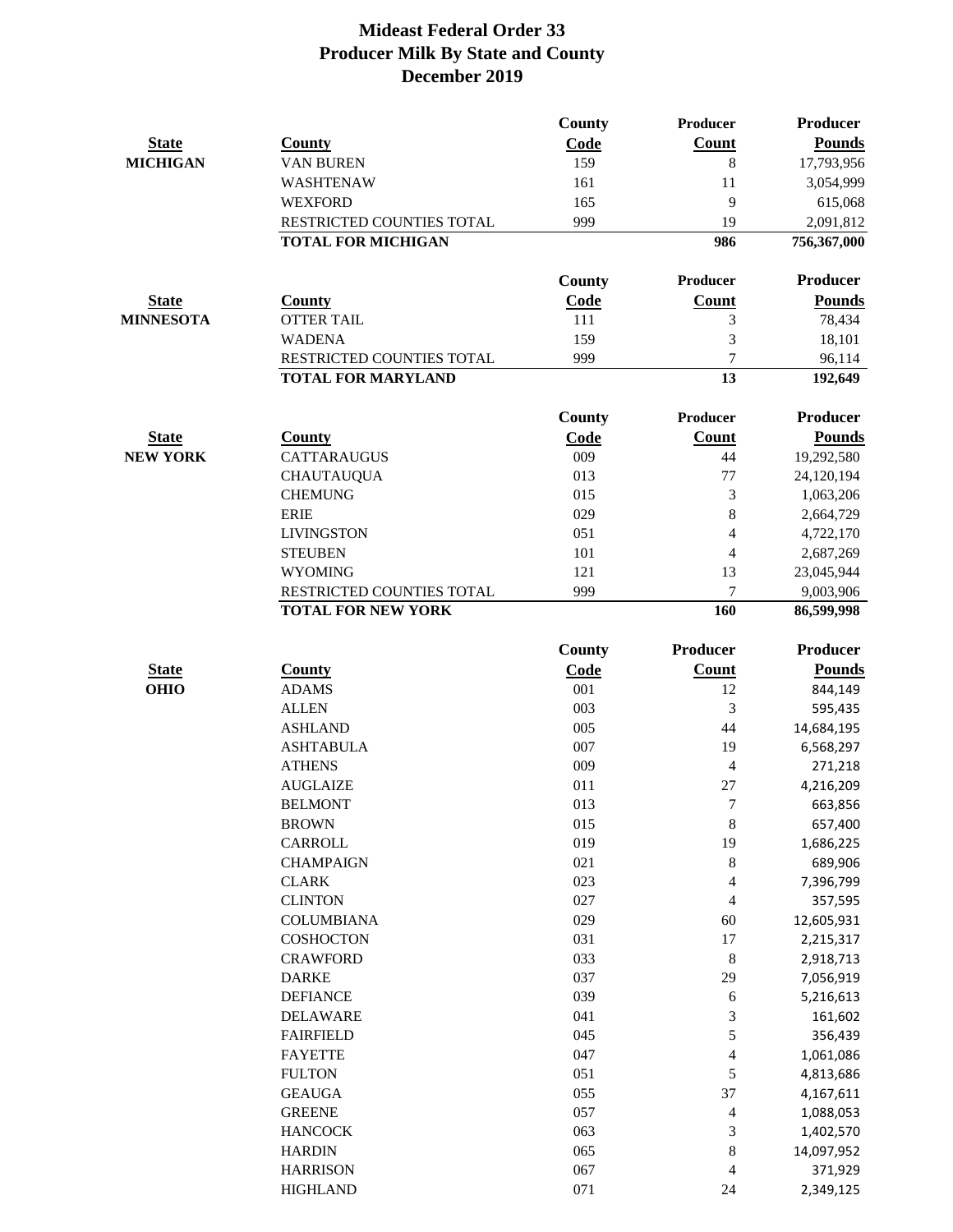# Mideast Federal Order 33
## Producer Milk By State and County
## December 2019

| State | County | County Code | Producer Count | Producer Pounds |
|---|---|---|---|---|
| MICHIGAN | VAN BUREN | 159 | 8 | 17,793,956 |
| | WASHTENAW | 161 | 11 | 3,054,999 |
| | WEXFORD | 165 | 9 | 615,068 |
| | RESTRICTED COUNTIES TOTAL | 999 | 19 | 2,091,812 |
| | **TOTAL FOR MICHIGAN** | | **986** | **756,367,000** |

| State | County | County Code | Producer Count | Producer Pounds |
|---|---|---|---|---|
| MINNESOTA | OTTER TAIL | 111 | 3 | 78,434 |
| | WADENA | 159 | 3 | 18,101 |
| | RESTRICTED COUNTIES TOTAL | 999 | 7 | 96,114 |
| | **TOTAL FOR MARYLAND** | | **13** | **192,649** |

| State | County | County Code | Producer Count | Producer Pounds |
|---|---|---|---|---|
| NEW YORK | CATTARAUGUS | 009 | 44 | 19,292,580 |
| | CHAUTAUQUA | 013 | 77 | 24,120,194 |
| | CHEMUNG | 015 | 3 | 1,063,206 |
| | ERIE | 029 | 8 | 2,664,729 |
| | LIVINGSTON | 051 | 4 | 4,722,170 |
| | STEUBEN | 101 | 4 | 2,687,269 |
| | WYOMING | 121 | 13 | 23,045,944 |
| | RESTRICTED COUNTIES TOTAL | 999 | 7 | 9,003,906 |
| | **TOTAL FOR NEW YORK** | | **160** | **86,599,998** |

| State | County | County Code | Producer Count | Producer Pounds |
|---|---|---|---|---|
| OHIO | ADAMS | 001 | 12 | 844,149 |
| | ALLEN | 003 | 3 | 595,435 |
| | ASHLAND | 005 | 44 | 14,684,195 |
| | ASHTABULA | 007 | 19 | 6,568,297 |
| | ATHENS | 009 | 4 | 271,218 |
| | AUGLAIZE | 011 | 27 | 4,216,209 |
| | BELMONT | 013 | 7 | 663,856 |
| | BROWN | 015 | 8 | 657,400 |
| | CARROLL | 019 | 19 | 1,686,225 |
| | CHAMPAIGN | 021 | 8 | 689,906 |
| | CLARK | 023 | 4 | 7,396,799 |
| | CLINTON | 027 | 4 | 357,595 |
| | COLUMBIANA | 029 | 60 | 12,605,931 |
| | COSHOCTON | 031 | 17 | 2,215,317 |
| | CRAWFORD | 033 | 8 | 2,918,713 |
| | DARKE | 037 | 29 | 7,056,919 |
| | DEFIANCE | 039 | 6 | 5,216,613 |
| | DELAWARE | 041 | 3 | 161,602 |
| | FAIRFIELD | 045 | 5 | 356,439 |
| | FAYETTE | 047 | 4 | 1,061,086 |
| | FULTON | 051 | 5 | 4,813,686 |
| | GEAUGA | 055 | 37 | 4,167,611 |
| | GREENE | 057 | 4 | 1,088,053 |
| | HANCOCK | 063 | 3 | 1,402,570 |
| | HARDIN | 065 | 8 | 14,097,952 |
| | HARRISON | 067 | 4 | 371,929 |
| | HIGHLAND | 071 | 24 | 2,349,125 |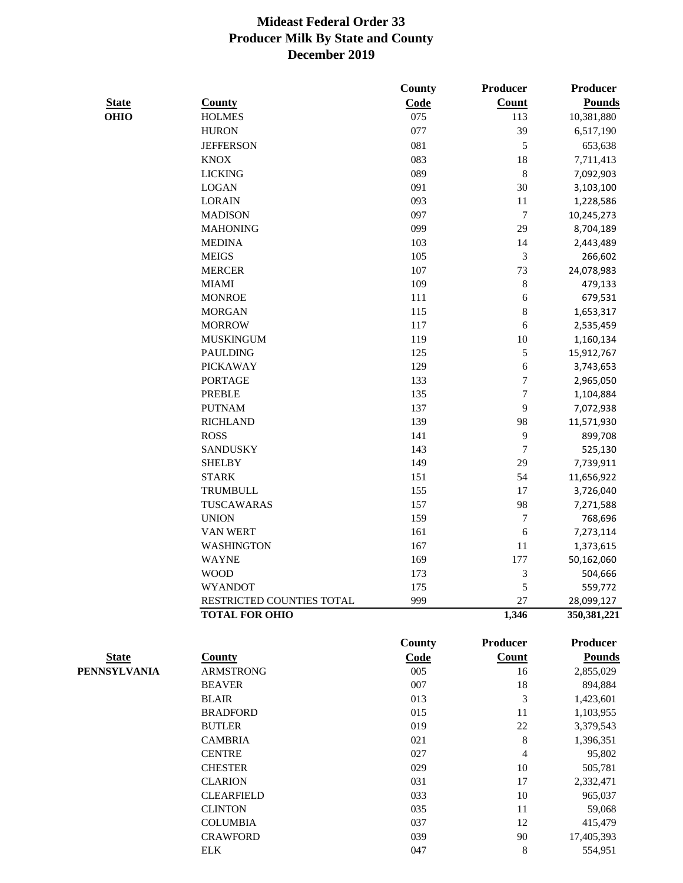# Mideast Federal Order 33
# Producer Milk By State and County
# December 2019

| State | County | County Code | Producer Count | Producer Pounds |
|---|---|---|---|---|
| OHIO | HOLMES | 075 | 113 | 10,381,880 |
| | HURON | 077 | 39 | 6,517,190 |
| | JEFFERSON | 081 | 5 | 653,638 |
| | KNOX | 083 | 18 | 7,711,413 |
| | LICKING | 089 | 8 | 7,092,903 |
| | LOGAN | 091 | 30 | 3,103,100 |
| | LORAIN | 093 | 11 | 1,228,586 |
| | MADISON | 097 | 7 | 10,245,273 |
| | MAHONING | 099 | 29 | 8,704,189 |
| | MEDINA | 103 | 14 | 2,443,489 |
| | MEIGS | 105 | 3 | 266,602 |
| | MERCER | 107 | 73 | 24,078,983 |
| | MIAMI | 109 | 8 | 479,133 |
| | MONROE | 111 | 6 | 679,531 |
| | MORGAN | 115 | 8 | 1,653,317 |
| | MORROW | 117 | 6 | 2,535,459 |
| | MUSKINGUM | 119 | 10 | 1,160,134 |
| | PAULDING | 125 | 5 | 15,912,767 |
| | PICKAWAY | 129 | 6 | 3,743,653 |
| | PORTAGE | 133 | 7 | 2,965,050 |
| | PREBLE | 135 | 7 | 1,104,884 |
| | PUTNAM | 137 | 9 | 7,072,938 |
| | RICHLAND | 139 | 98 | 11,571,930 |
| | ROSS | 141 | 9 | 899,708 |
| | SANDUSKY | 143 | 7 | 525,130 |
| | SHELBY | 149 | 29 | 7,739,911 |
| | STARK | 151 | 54 | 11,656,922 |
| | TRUMBULL | 155 | 17 | 3,726,040 |
| | TUSCAWARAS | 157 | 98 | 7,271,588 |
| | UNION | 159 | 7 | 768,696 |
| | VAN WERT | 161 | 6 | 7,273,114 |
| | WASHINGTON | 167 | 11 | 1,373,615 |
| | WAYNE | 169 | 177 | 50,162,060 |
| | WOOD | 173 | 3 | 504,666 |
| | WYANDOT | 175 | 5 | 559,772 |
| | RESTRICTED COUNTIES TOTAL | 999 | 27 | 28,099,127 |
| | **TOTAL FOR OHIO** | | **1,346** | **350,381,221** |

| State | County | County Code | Producer Count | Producer Pounds |
|---|---|---|---|---|
| PENNSYLVANIA | ARMSTRONG | 005 | 16 | 2,855,029 |
| | BEAVER | 007 | 18 | 894,884 |
| | BLAIR | 013 | 3 | 1,423,601 |
| | BRADFORD | 015 | 11 | 1,103,955 |
| | BUTLER | 019 | 22 | 3,379,543 |
| | CAMBRIA | 021 | 8 | 1,396,351 |
| | CENTRE | 027 | 4 | 95,802 |
| | CHESTER | 029 | 10 | 505,781 |
| | CLARION | 031 | 17 | 2,332,471 |
| | CLEARFIELD | 033 | 10 | 965,037 |
| | CLINTON | 035 | 11 | 59,068 |
| | COLUMBIA | 037 | 12 | 415,479 |
| | CRAWFORD | 039 | 90 | 17,405,393 |
| | ELK | 047 | 8 | 554,951 |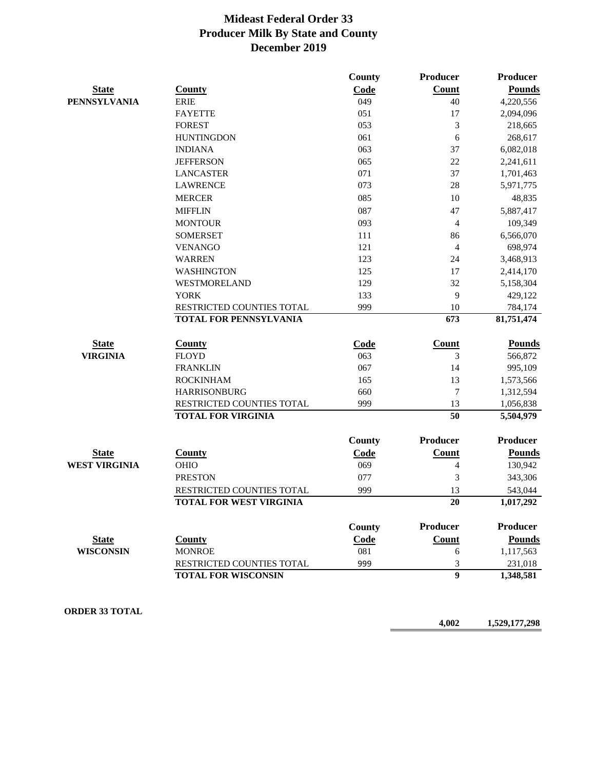# Mideast Federal Order 33
## Producer Milk By State and County
## December 2019

| State | County | County Code | Producer Count | Producer Pounds |
|---|---|---|---|---|
| PENNSYLVANIA | ERIE | 049 | 40 | 4,220,556 |
| | FAYETTE | 051 | 17 | 2,094,096 |
| | FOREST | 053 | 3 | 218,665 |
| | HUNTINGDON | 061 | 6 | 268,617 |
| | INDIANA | 063 | 37 | 6,082,018 |
| | JEFFERSON | 065 | 22 | 2,241,611 |
| | LANCASTER | 071 | 37 | 1,701,463 |
| | LAWRENCE | 073 | 28 | 5,971,775 |
| | MERCER | 085 | 10 | 48,835 |
| | MIFFLIN | 087 | 47 | 5,887,417 |
| | MONTOUR | 093 | 4 | 109,349 |
| | SOMERSET | 111 | 86 | 6,566,070 |
| | VENANGO | 121 | 4 | 698,974 |
| | WARREN | 123 | 24 | 3,468,913 |
| | WASHINGTON | 125 | 17 | 2,414,170 |
| | WESTMORELAND | 129 | 32 | 5,158,304 |
| | YORK | 133 | 9 | 429,122 |
| | RESTRICTED COUNTIES TOTAL | 999 | 10 | 784,174 |
| | **TOTAL FOR PENNSYLVANIA** | | **673** | **81,751,474** |

| State | County | Code | Count | Pounds |
|---|---|---|---|---|
| VIRGINIA | FLOYD | 063 | 3 | 566,872 |
| | FRANKLIN | 067 | 14 | 995,109 |
| | ROCKINHAM | 165 | 13 | 1,573,566 |
| | HARRISONBURG | 660 | 7 | 1,312,594 |
| | RESTRICTED COUNTIES TOTAL | 999 | 13 | 1,056,838 |
| | **TOTAL FOR VIRGINIA** | | **50** | **5,504,979** |

| State | County | County Code | Producer Count | Producer Pounds |
|---|---|---|---|---|
| WEST VIRGINIA | OHIO | 069 | 4 | 130,942 |
| | PRESTON | 077 | 3 | 343,306 |
| | RESTRICTED COUNTIES TOTAL | 999 | 13 | 543,044 |
| | **TOTAL FOR WEST VIRGINIA** | | **20** | **1,017,292** |

| State | County | County Code | Producer Count | Producer Pounds |
|---|---|---|---|---|
| WISCONSIN | MONROE | 081 | 6 | 1,117,563 |
| | RESTRICTED COUNTIES TOTAL | 999 | 3 | 231,018 |
| | **TOTAL FOR WISCONSIN** | | **9** | **1,348,581** |

| | Producer Count | Producer Pounds |
|---|---|---|
| **ORDER 33 TOTAL** | **4,002** | **1,529,177,298** |